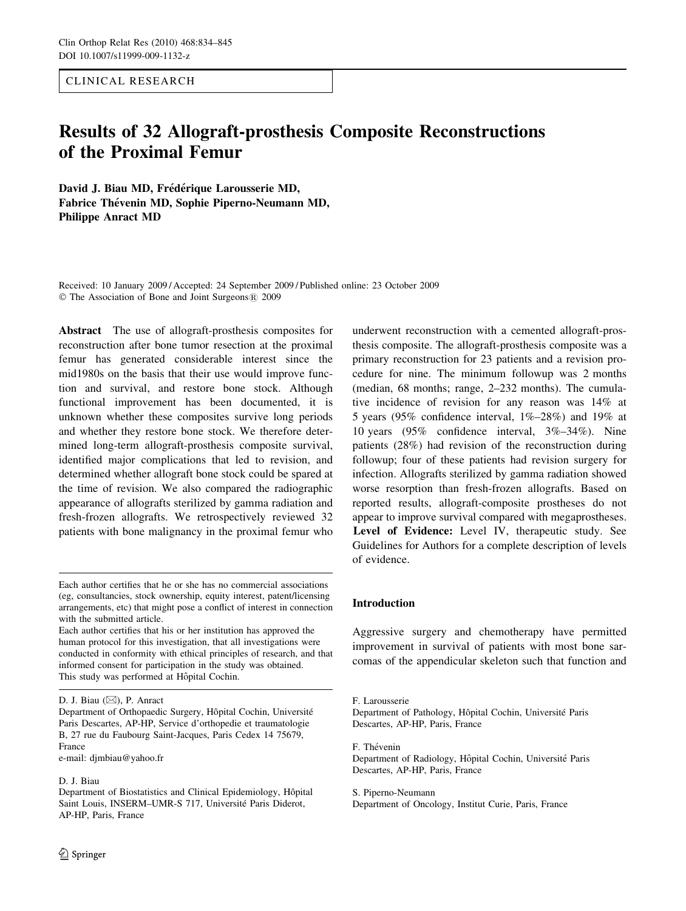CLINICAL RESEARCH

# Results of 32 Allograft-prosthesis Composite Reconstructions of the Proximal Femur

**David J. Biau MD, Frédérique Larousserie MD, Fabrice Thévenin MD, Sophie Piperno-Neumann MD, Philippe Anract MD**

Received: 10 January 2009 / Accepted: 24 September 2009 / Published online: 23 October 2009
© The Association of Bone and Joint Surgeons® 2009

**Abstract** The use of allograft-prosthesis composites for reconstruction after bone tumor resection at the proximal femur has generated considerable interest since the mid1980s on the basis that their use would improve function and survival, and restore bone stock. Although functional improvement has been documented, it is unknown whether these composites survive long periods and whether they restore bone stock. We therefore determined long-term allograft-prosthesis composite survival, identified major complications that led to revision, and determined whether allograft bone stock could be spared at the time of revision. We also compared the radiographic appearance of allografts sterilized by gamma radiation and fresh-frozen allografts. We retrospectively reviewed 32 patients with bone malignancy in the proximal femur who underwent reconstruction with a cemented allograft-prosthesis composite. The allograft-prosthesis composite was a primary reconstruction for 23 patients and a revision procedure for nine. The minimum followup was 2 months (median, 68 months; range, 2–232 months). The cumulative incidence of revision for any reason was 14% at 5 years (95% confidence interval, 1%–28%) and 19% at 10 years (95% confidence interval, 3%–34%). Nine patients (28%) had revision of the reconstruction during followup; four of these patients had revision surgery for infection. Allografts sterilized by gamma radiation showed worse resorption than fresh-frozen allografts. Based on reported results, allograft-composite prostheses do not appear to improve survival compared with megaprostheses.
**Level of Evidence:** Level IV, therapeutic study. See Guidelines for Authors for a complete description of levels of evidence.

Each author certifies that he or she has no commercial associations (eg, consultancies, stock ownership, equity interest, patent/licensing arrangements, etc) that might pose a conflict of interest in connection with the submitted article.
Each author certifies that his or her institution has approved the human protocol for this investigation, that all investigations were conducted in conformity with ethical principles of research, and that informed consent for participation in the study was obtained.
This study was performed at Hôpital Cochin.

D. J. Biau (✉), P. Anract
Department of Orthopaedic Surgery, Hôpital Cochin, Université Paris Descartes, AP-HP, Service d'orthopedie et traumatologie B, 27 rue du Faubourg Saint-Jacques, Paris Cedex 14 75679, France
e-mail: djmbiau@yahoo.fr

D. J. Biau
Department of Biostatistics and Clinical Epidemiology, Hôpital Saint Louis, INSERM–UMR-S 717, Université Paris Diderot, AP-HP, Paris, France

F. Larousserie
Department of Pathology, Hôpital Cochin, Université Paris Descartes, AP-HP, Paris, France

F. Thévenin
Department of Radiology, Hôpital Cochin, Université Paris Descartes, AP-HP, Paris, France

S. Piperno-Neumann
Department of Oncology, Institut Curie, Paris, France

## Introduction

Aggressive surgery and chemotherapy have permitted improvement in survival of patients with most bone sarcomas of the appendicular skeleton such that function and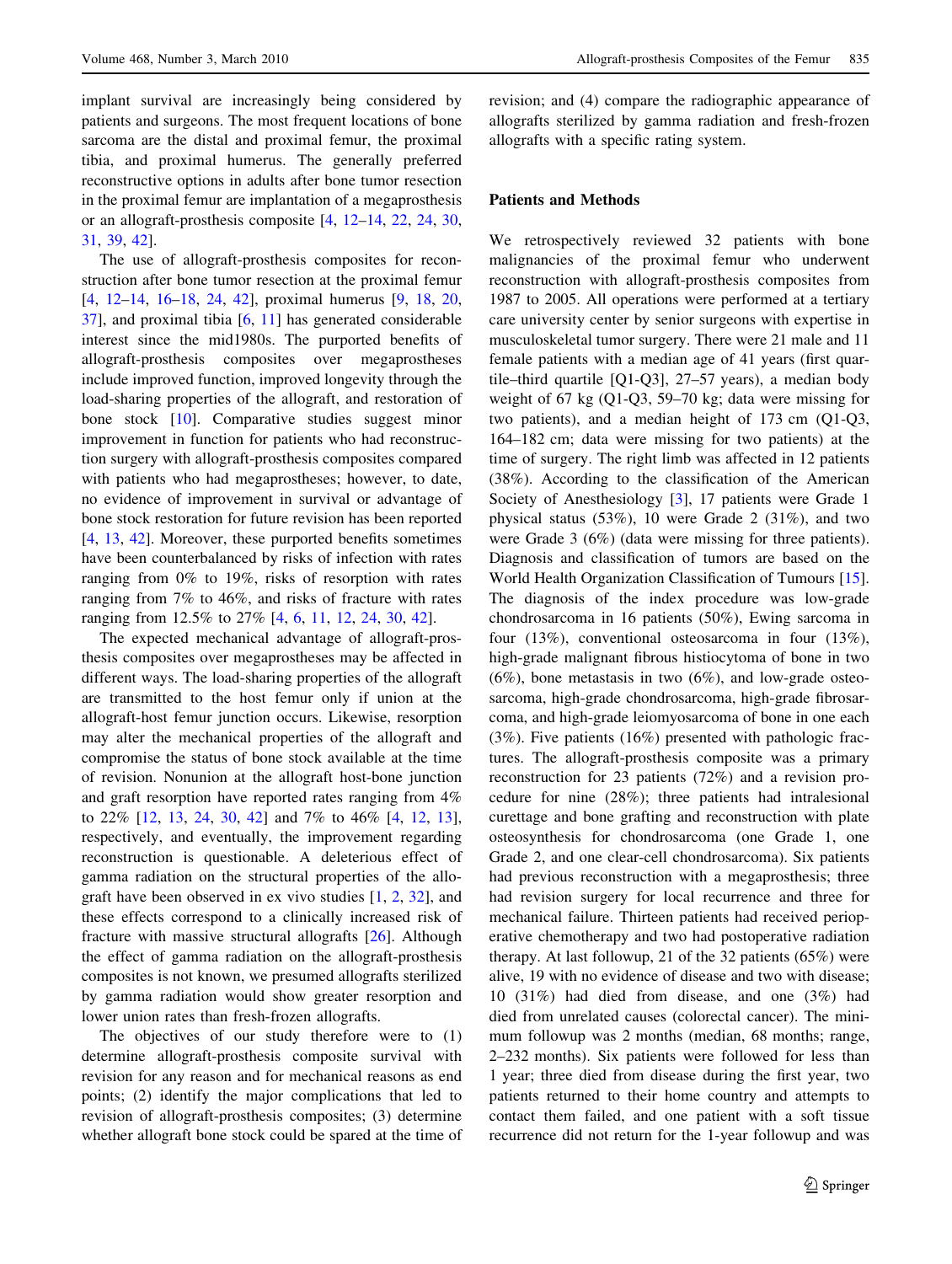implant survival are increasingly being considered by patients and surgeons. The most frequent locations of bone sarcoma are the distal and proximal femur, the proximal tibia, and proximal humerus. The generally preferred reconstructive options in adults after bone tumor resection in the proximal femur are implantation of a megaprosthesis or an allograft-prosthesis composite [4, 12–14, 22, 24, 30, 31, 39, 42].

The use of allograft-prosthesis composites for reconstruction after bone tumor resection at the proximal femur [4, 12–14, 16–18, 24, 42], proximal humerus [9, 18, 20, 37], and proximal tibia [6, 11] has generated considerable interest since the mid1980s. The purported benefits of allograft-prosthesis composites over megaprostheses include improved function, improved longevity through the load-sharing properties of the allograft, and restoration of bone stock [10]. Comparative studies suggest minor improvement in function for patients who had reconstruction surgery with allograft-prosthesis composites compared with patients who had megaprostheses; however, to date, no evidence of improvement in survival or advantage of bone stock restoration for future revision has been reported [4, 13, 42]. Moreover, these purported benefits sometimes have been counterbalanced by risks of infection with rates ranging from 0% to 19%, risks of resorption with rates ranging from 7% to 46%, and risks of fracture with rates ranging from 12.5% to 27% [4, 6, 11, 12, 24, 30, 42].

The expected mechanical advantage of allograft-prosthesis composites over megaprostheses may be affected in different ways. The load-sharing properties of the allograft are transmitted to the host femur only if union at the allograft-host femur junction occurs. Likewise, resorption may alter the mechanical properties of the allograft and compromise the status of bone stock available at the time of revision. Nonunion at the allograft host-bone junction and graft resorption have reported rates ranging from 4% to 22% [12, 13, 24, 30, 42] and 7% to 46% [4, 12, 13], respectively, and eventually, the improvement regarding reconstruction is questionable. A deleterious effect of gamma radiation on the structural properties of the allograft have been observed in ex vivo studies [1, 2, 32], and these effects correspond to a clinically increased risk of fracture with massive structural allografts [26]. Although the effect of gamma radiation on the allograft-prosthesis composites is not known, we presumed allografts sterilized by gamma radiation would show greater resorption and lower union rates than fresh-frozen allografts.

The objectives of our study therefore were to (1) determine allograft-prosthesis composite survival with revision for any reason and for mechanical reasons as end points; (2) identify the major complications that led to revision of allograft-prosthesis composites; (3) determine whether allograft bone stock could be spared at the time of revision; and (4) compare the radiographic appearance of allografts sterilized by gamma radiation and fresh-frozen allografts with a specific rating system.

## Patients and Methods

We retrospectively reviewed 32 patients with bone malignancies of the proximal femur who underwent reconstruction with allograft-prosthesis composites from 1987 to 2005. All operations were performed at a tertiary care university center by senior surgeons with expertise in musculoskeletal tumor surgery. There were 21 male and 11 female patients with a median age of 41 years (first quartile–third quartile [Q1-Q3], 27–57 years), a median body weight of 67 kg (Q1-Q3, 59–70 kg; data were missing for two patients), and a median height of 173 cm (Q1-Q3, 164–182 cm; data were missing for two patients) at the time of surgery. The right limb was affected in 12 patients (38%). According to the classification of the American Society of Anesthesiology [3], 17 patients were Grade 1 physical status (53%), 10 were Grade 2 (31%), and two were Grade 3 (6%) (data were missing for three patients). Diagnosis and classification of tumors are based on the World Health Organization Classification of Tumours [15]. The diagnosis of the index procedure was low-grade chondrosarcoma in 16 patients (50%), Ewing sarcoma in four (13%), conventional osteosarcoma in four (13%), high-grade malignant fibrous histiocytoma of bone in two (6%), bone metastasis in two (6%), and low-grade osteosarcoma, high-grade chondrosarcoma, high-grade fibrosarcoma, and high-grade leiomyosarcoma of bone in one each (3%). Five patients (16%) presented with pathologic fractures. The allograft-prosthesis composite was a primary reconstruction for 23 patients (72%) and a revision procedure for nine (28%); three patients had intralesional curettage and bone grafting and reconstruction with plate osteosynthesis for chondrosarcoma (one Grade 1, one Grade 2, and one clear-cell chondrosarcoma). Six patients had previous reconstruction with a megaprosthesis; three had revision surgery for local recurrence and three for mechanical failure. Thirteen patients had received perioperative chemotherapy and two had postoperative radiation therapy. At last followup, 21 of the 32 patients (65%) were alive, 19 with no evidence of disease and two with disease; 10 (31%) had died from disease, and one (3%) had died from unrelated causes (colorectal cancer). The minimum followup was 2 months (median, 68 months; range, 2–232 months). Six patients were followed for less than 1 year; three died from disease during the first year, two patients returned to their home country and attempts to contact them failed, and one patient with a soft tissue recurrence did not return for the 1-year followup and was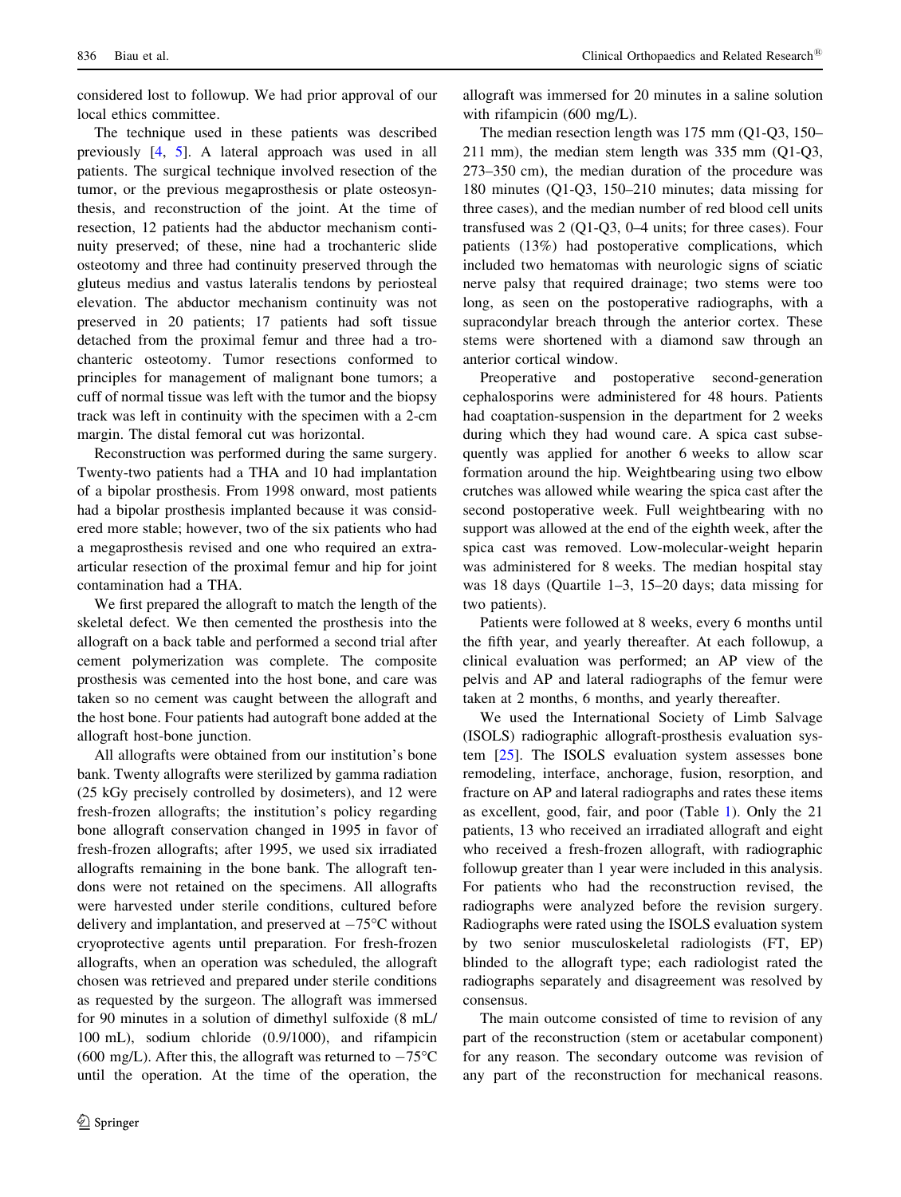considered lost to followup. We had prior approval of our local ethics committee.

The technique used in these patients was described previously [4, 5]. A lateral approach was used in all patients. The surgical technique involved resection of the tumor, or the previous megaprosthesis or plate osteosynthesis, and reconstruction of the joint. At the time of resection, 12 patients had the abductor mechanism continuity preserved; of these, nine had a trochanteric slide osteotomy and three had continuity preserved through the gluteus medius and vastus lateralis tendons by periosteal elevation. The abductor mechanism continuity was not preserved in 20 patients; 17 patients had soft tissue detached from the proximal femur and three had a trochanteric osteotomy. Tumor resections conformed to principles for management of malignant bone tumors; a cuff of normal tissue was left with the tumor and the biopsy track was left in continuity with the specimen with a 2-cm margin. The distal femoral cut was horizontal.

Reconstruction was performed during the same surgery. Twenty-two patients had a THA and 10 had implantation of a bipolar prosthesis. From 1998 onward, most patients had a bipolar prosthesis implanted because it was considered more stable; however, two of the six patients who had a megaprosthesis revised and one who required an extra-articular resection of the proximal femur and hip for joint contamination had a THA.

We first prepared the allograft to match the length of the skeletal defect. We then cemented the prosthesis into the allograft on a back table and performed a second trial after cement polymerization was complete. The composite prosthesis was cemented into the host bone, and care was taken so no cement was caught between the allograft and the host bone. Four patients had autograft bone added at the allograft host-bone junction.

All allografts were obtained from our institution's bone bank. Twenty allografts were sterilized by gamma radiation (25 kGy precisely controlled by dosimeters), and 12 were fresh-frozen allografts; the institution's policy regarding bone allograft conservation changed in 1995 in favor of fresh-frozen allografts; after 1995, we used six irradiated allografts remaining in the bone bank. The allograft tendons were not retained on the specimens. All allografts were harvested under sterile conditions, cultured before delivery and implantation, and preserved at −75°C without cryoprotective agents until preparation. For fresh-frozen allografts, when an operation was scheduled, the allograft chosen was retrieved and prepared under sterile conditions as requested by the surgeon. The allograft was immersed for 90 minutes in a solution of dimethyl sulfoxide (8 mL/100 mL), sodium chloride (0.9/1000), and rifampicin (600 mg/L). After this, the allograft was returned to −75°C until the operation. At the time of the operation, the allograft was immersed for 20 minutes in a saline solution with rifampicin (600 mg/L).

The median resection length was 175 mm (Q1-Q3, 150–211 mm), the median stem length was 335 mm (Q1-Q3, 273–350 cm), the median duration of the procedure was 180 minutes (Q1-Q3, 150–210 minutes; data missing for three cases), and the median number of red blood cell units transfused was 2 (Q1-Q3, 0–4 units; for three cases). Four patients (13%) had postoperative complications, which included two hematomas with neurologic signs of sciatic nerve palsy that required drainage; two stems were too long, as seen on the postoperative radiographs, with a supracondylar breach through the anterior cortex. These stems were shortened with a diamond saw through an anterior cortical window.

Preoperative and postoperative second-generation cephalosporins were administered for 48 hours. Patients had coaptation-suspension in the department for 2 weeks during which they had wound care. A spica cast subsequently was applied for another 6 weeks to allow scar formation around the hip. Weightbearing using two elbow crutches was allowed while wearing the spica cast after the second postoperative week. Full weightbearing with no support was allowed at the end of the eighth week, after the spica cast was removed. Low-molecular-weight heparin was administered for 8 weeks. The median hospital stay was 18 days (Quartile 1–3, 15–20 days; data missing for two patients).

Patients were followed at 8 weeks, every 6 months until the fifth year, and yearly thereafter. At each followup, a clinical evaluation was performed; an AP view of the pelvis and AP and lateral radiographs of the femur were taken at 2 months, 6 months, and yearly thereafter.

We used the International Society of Limb Salvage (ISOLS) radiographic allograft-prosthesis evaluation system [25]. The ISOLS evaluation system assesses bone remodeling, interface, anchorage, fusion, resorption, and fracture on AP and lateral radiographs and rates these items as excellent, good, fair, and poor (Table 1). Only the 21 patients, 13 who received an irradiated allograft and eight who received a fresh-frozen allograft, with radiographic followup greater than 1 year were included in this analysis. For patients who had the reconstruction revised, the radiographs were analyzed before the revision surgery. Radiographs were rated using the ISOLS evaluation system by two senior musculoskeletal radiologists (FT, EP) blinded to the allograft type; each radiologist rated the radiographs separately and disagreement was resolved by consensus.

The main outcome consisted of time to revision of any part of the reconstruction (stem or acetabular component) for any reason. The secondary outcome was revision of any part of the reconstruction for mechanical reasons.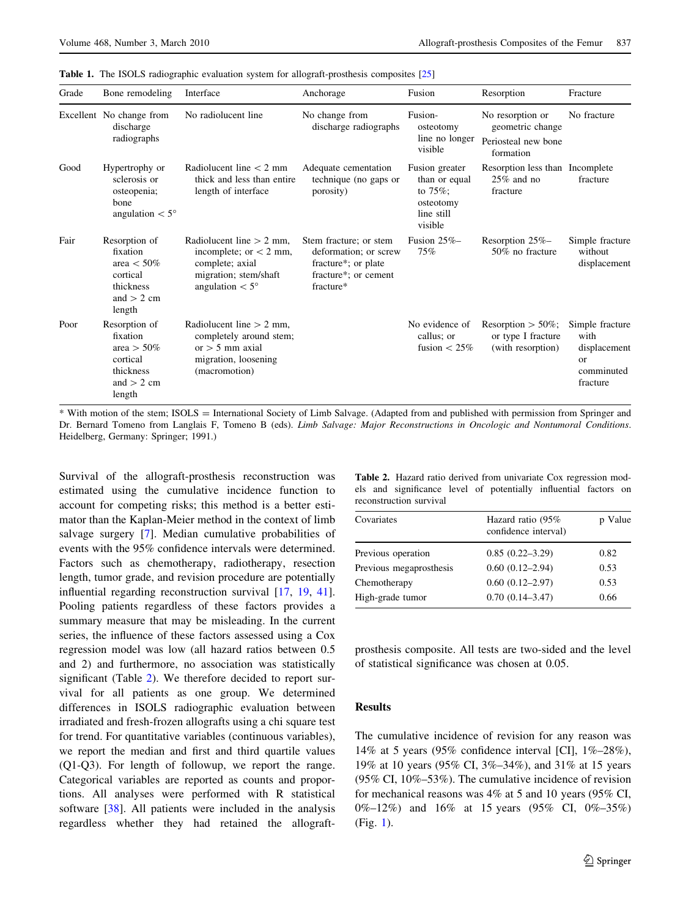**Table 1.** The ISOLS radiographic evaluation system for allograft-prosthesis composites [25]

| Grade | Bone remodeling | Interface | Anchorage | Fusion | Resorption | Fracture |
|---|---|---|---|---|---|---|
| Excellent | No change from discharge radiographs | No radiolucent line | No change from discharge radiographs | Fusion-osteotomy line no longer visible | No resorption or geometric change<br>Periosteal new bone formation | No fracture |
| Good | Hypertrophy or sclerosis or osteopenia; bone angulation < 5° | Radiolucent line < 2 mm thick and less than entire length of interface | Adequate cementation technique (no gaps or porosity) | Fusion greater than or equal to 75%; osteotomy line still visible | Resorption less than 25% and no fracture | Incomplete fracture |
| Fair | Resorption of fixation area < 50% cortical thickness and > 2 cm length | Radiolucent line > 2 mm, incomplete; or < 2 mm, complete; axial migration; stem/shaft angulation < 5° | Stem fracture; or stem deformation; or screw fracture*; or plate fracture*; or cement fracture* | Fusion 25%–75% | Resorption 25%–50% no fracture | Simple fracture without displacement |
| Poor | Resorption of fixation area > 50% cortical thickness and > 2 cm length | Radiolucent line > 2 mm, completely around stem; or > 5 mm axial migration, loosening (macromotion) | | No evidence of callus; or fusion < 25% | Resorption > 50%; or type I fracture (with resorption) | Simple fracture with displacement or comminuted fracture |

\* With motion of the stem; ISOLS = International Society of Limb Salvage. (Adapted from and published with permission from Springer and Dr. Bernard Tomeno from Langlais F, Tomeno B (eds). *Limb Salvage: Major Reconstructions in Oncologic and Nontumoral Conditions*. Heidelberg, Germany: Springer; 1991.)

Survival of the allograft-prosthesis reconstruction was estimated using the cumulative incidence function to account for competing risks; this method is a better estimator than the Kaplan-Meier method in the context of limb salvage surgery [7]. Median cumulative probabilities of events with the 95% confidence intervals were determined. Factors such as chemotherapy, radiotherapy, resection length, tumor grade, and revision procedure are potentially influential regarding reconstruction survival [17, 19, 41]. Pooling patients regardless of these factors provides a summary measure that may be misleading. In the current series, the influence of these factors assessed using a Cox regression model was low (all hazard ratios between 0.5 and 2) and furthermore, no association was statistically significant (Table 2). We therefore decided to report survival for all patients as one group. We determined differences in ISOLS radiographic evaluation between irradiated and fresh-frozen allografts using a chi square test for trend. For quantitative variables (continuous variables), we report the median and first and third quartile values (Q1-Q3). For length of followup, we report the range. Categorical variables are reported as counts and proportions. All analyses were performed with R statistical software [38]. All patients were included in the analysis regardless whether they had retained the allograft-prosthesis composite. All tests are two-sided and the level of statistical significance was chosen at 0.05.

**Table 2.** Hazard ratio derived from univariate Cox regression models and significance level of potentially influential factors on reconstruction survival

| Covariates | Hazard ratio (95% confidence interval) | p Value |
|---|---|---|
| Previous operation | 0.85 (0.22–3.29) | 0.82 |
| Previous megaprosthesis | 0.60 (0.12–2.94) | 0.53 |
| Chemotherapy | 0.60 (0.12–2.97) | 0.53 |
| High-grade tumor | 0.70 (0.14–3.47) | 0.66 |

## Results

The cumulative incidence of revision for any reason was 14% at 5 years (95% confidence interval [CI], 1%–28%), 19% at 10 years (95% CI, 3%–34%), and 31% at 15 years (95% CI, 10%–53%). The cumulative incidence of revision for mechanical reasons was 4% at 5 and 10 years (95% CI, 0%–12%) and 16% at 15 years (95% CI, 0%–35%) (Fig. 1).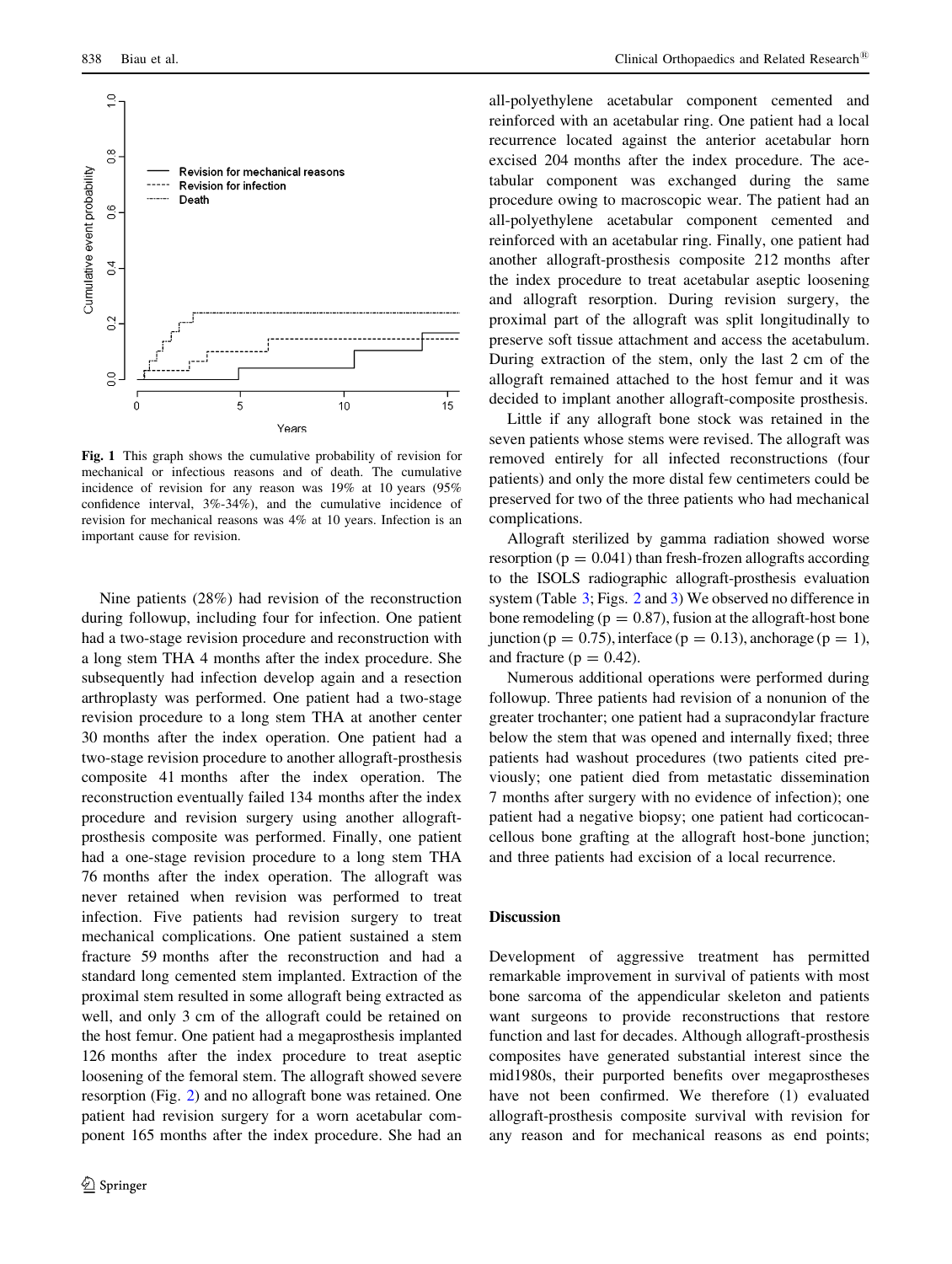Fig. 1 This graph shows the cumulative probability of revision for mechanical or infectious reasons and of death. The cumulative incidence of revision for any reason was 19% at 10 years (95% confidence interval, 3%-34%), and the cumulative incidence of revision for mechanical reasons was 4% at 10 years. Infection is an important cause for revision.

Nine patients (28%) had revision of the reconstruction during followup, including four for infection. One patient had a two-stage revision procedure and reconstruction with a long stem THA 4 months after the index procedure. She subsequently had infection develop again and a resection arthroplasty was performed. One patient had a two-stage revision procedure to a long stem THA at another center 30 months after the index operation. One patient had a two-stage revision procedure to another allograft-prosthesis composite 41 months after the index operation. The reconstruction eventually failed 134 months after the index procedure and revision surgery using another allograft-prosthesis composite was performed. Finally, one patient had a one-stage revision procedure to a long stem THA 76 months after the index operation. The allograft was never retained when revision was performed to treat infection. Five patients had revision surgery to treat mechanical complications. One patient sustained a stem fracture 59 months after the reconstruction and had a standard long cemented stem implanted. Extraction of the proximal stem resulted in some allograft being extracted as well, and only 3 cm of the allograft could be retained on the host femur. One patient had a megaprosthesis implanted 126 months after the index procedure to treat aseptic loosening of the femoral stem. The allograft showed severe resorption (Fig. 2) and no allograft bone was retained. One patient had revision surgery for a worn acetabular component 165 months after the index procedure. She had an all-polyethylene acetabular component cemented and reinforced with an acetabular ring. One patient had a local recurrence located against the anterior acetabular horn excised 204 months after the index procedure. The acetabular component was exchanged during the same procedure owing to macroscopic wear. The patient had an all-polyethylene acetabular component cemented and reinforced with an acetabular ring. Finally, one patient had another allograft-prosthesis composite 212 months after the index procedure to treat acetabular aseptic loosening and allograft resorption. During revision surgery, the proximal part of the allograft was split longitudinally to preserve soft tissue attachment and access the acetabulum. During extraction of the stem, only the last 2 cm of the allograft remained attached to the host femur and it was decided to implant another allograft-composite prosthesis.

Little if any allograft bone stock was retained in the seven patients whose stems were revised. The allograft was removed entirely for all infected reconstructions (four patients) and only the more distal few centimeters could be preserved for two of the three patients who had mechanical complications.

Allograft sterilized by gamma radiation showed worse resorption ($p = 0.041$) than fresh-frozen allografts according to the ISOLS radiographic allograft-prosthesis evaluation system (Table 3; Figs. 2 and 3) We observed no difference in bone remodeling ($p = 0.87$), fusion at the allograft-host bone junction ($p = 0.75$), interface ($p = 0.13$), anchorage ($p = 1$), and fracture ($p = 0.42$).

Numerous additional operations were performed during followup. Three patients had revision of a nonunion of the greater trochanter; one patient had a supracondylar fracture below the stem that was opened and internally fixed; three patients had washout procedures (two patients cited previously; one patient died from metastatic dissemination 7 months after surgery with no evidence of infection); one patient had a negative biopsy; one patient had corticocancellous bone grafting at the allograft host-bone junction; and three patients had excision of a local recurrence.

## Discussion

Development of aggressive treatment has permitted remarkable improvement in survival of patients with most bone sarcoma of the appendicular skeleton and patients want surgeons to provide reconstructions that restore function and last for decades. Although allograft-prosthesis composites have generated substantial interest since the mid1980s, their purported benefits over megaprostheses have not been confirmed. We therefore (1) evaluated allograft-prosthesis composite survival with revision for any reason and for mechanical reasons as end points;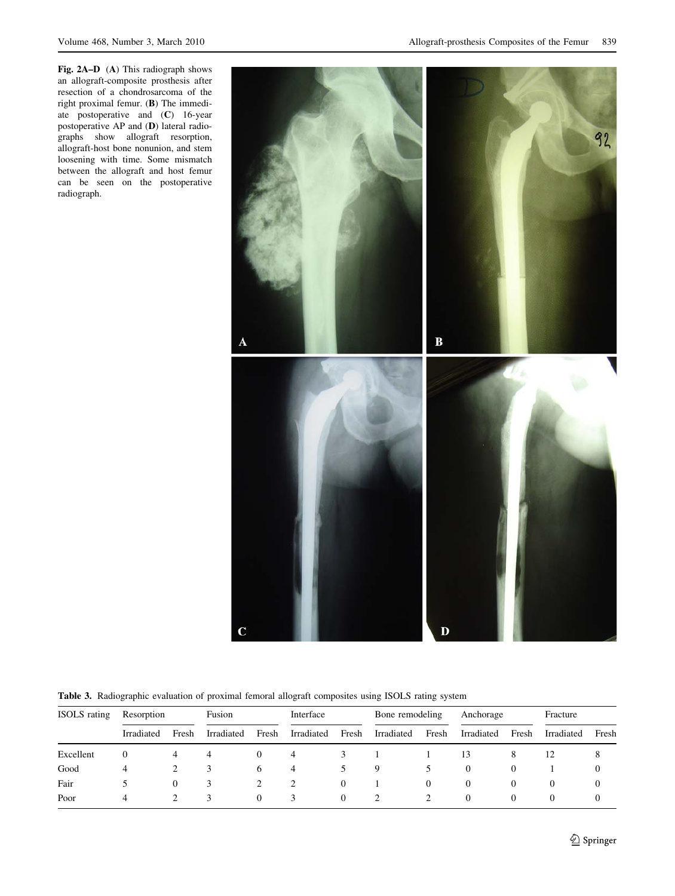**Fig. 2A–D** (**A**) This radiograph shows an allograft-composite prosthesis after resection of a chondrosarcoma of the right proximal femur. (**B**) The immediate postoperative and (**C**) 16-year postoperative AP and (**D**) lateral radiographs show allograft resorption, allograft-host bone nonunion, and stem loosening with time. Some mismatch between the allograft and host femur can be seen on the postoperative radiograph.

**Table 3.** Radiographic evaluation of proximal femoral allograft composites using ISOLS rating system

| ISOLS rating | Resorption | | Fusion | | Interface | | Bone remodeling | | Anchorage | | Fracture | |
|---|---|---|---|---|---|---|---|---|---|---|---|---|
| | Irradiated | Fresh | Irradiated | Fresh | Irradiated | Fresh | Irradiated | Fresh | Irradiated | Fresh | Irradiated | Fresh |
| Excellent | 0 | 4 | 4 | 0 | 4 | 3 | 1 | 1 | 13 | 8 | 12 | 8 |
| Good | 4 | 2 | 3 | 6 | 4 | 5 | 9 | 5 | 0 | 0 | 1 | 0 |
| Fair | 5 | 0 | 3 | 2 | 2 | 0 | 1 | 0 | 0 | 0 | 0 | 0 |
| Poor | 4 | 2 | 3 | 0 | 3 | 0 | 2 | 2 | 0 | 0 | 0 | 0 |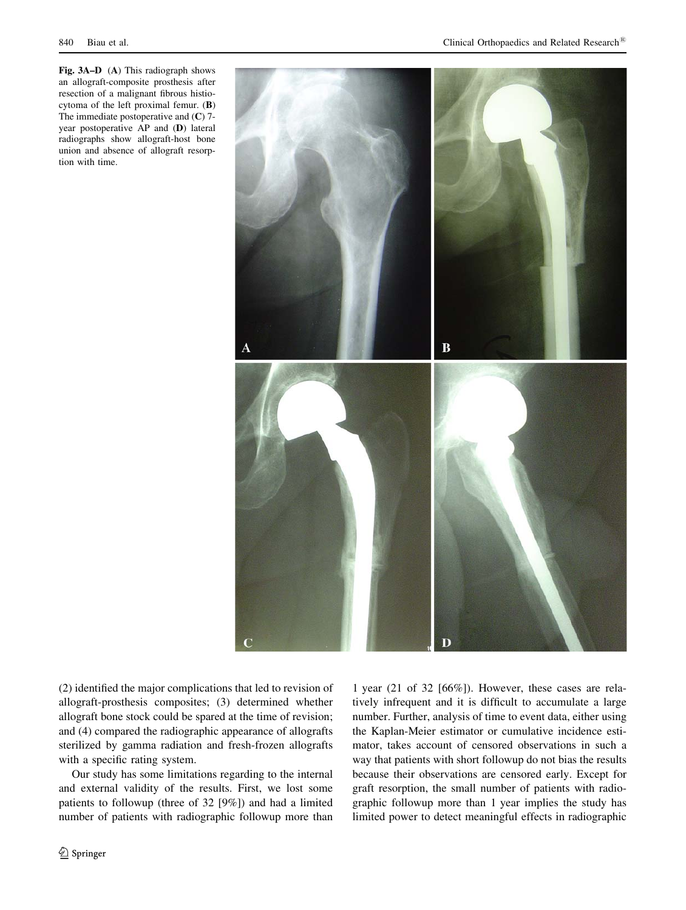**Fig. 3A–D** (**A**) This radiograph shows an allograft-composite prosthesis after resection of a malignant fibrous histiocytoma of the left proximal femur. (**B**) The immediate postoperative and (**C**) 7-year postoperative AP and (**D**) lateral radiographs show allograft-host bone union and absence of allograft resorption with time.

(2) identified the major complications that led to revision of allograft-prosthesis composites; (3) determined whether allograft bone stock could be spared at the time of revision; and (4) compared the radiographic appearance of allografts sterilized by gamma radiation and fresh-frozen allografts with a specific rating system.

Our study has some limitations regarding to the internal and external validity of the results. First, we lost some patients to followup (three of 32 [9%]) and had a limited number of patients with radiographic followup more than 1 year (21 of 32 [66%]). However, these cases are relatively infrequent and it is difficult to accumulate a large number. Further, analysis of time to event data, either using the Kaplan-Meier estimator or cumulative incidence estimator, takes account of censored observations in such a way that patients with short followup do not bias the results because their observations are censored early. Except for graft resorption, the small number of patients with radiographic followup more than 1 year implies the study has limited power to detect meaningful effects in radiographic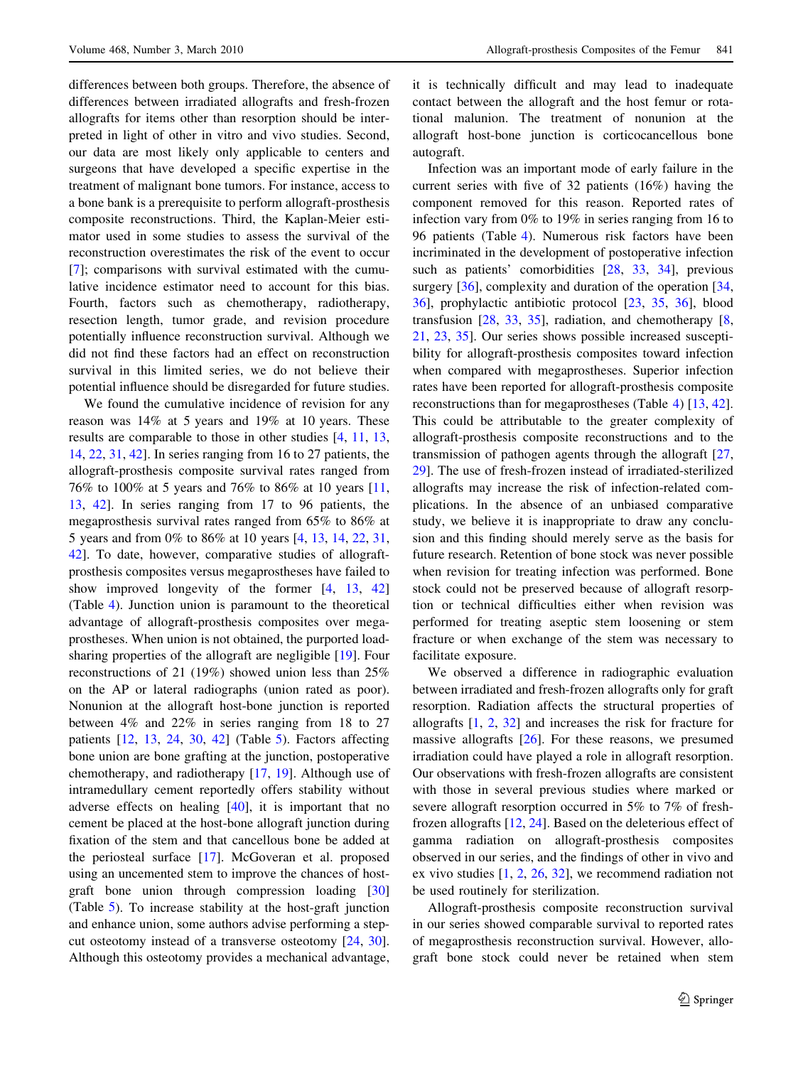differences between both groups. Therefore, the absence of differences between irradiated allografts and fresh-frozen allografts for items other than resorption should be interpreted in light of other in vitro and vivo studies. Second, our data are most likely only applicable to centers and surgeons that have developed a specific expertise in the treatment of malignant bone tumors. For instance, access to a bone bank is a prerequisite to perform allograft-prosthesis composite reconstructions. Third, the Kaplan-Meier estimator used in some studies to assess the survival of the reconstruction overestimates the risk of the event to occur [7]; comparisons with survival estimated with the cumulative incidence estimator need to account for this bias. Fourth, factors such as chemotherapy, radiotherapy, resection length, tumor grade, and revision procedure potentially influence reconstruction survival. Although we did not find these factors had an effect on reconstruction survival in this limited series, we do not believe their potential influence should be disregarded for future studies.

We found the cumulative incidence of revision for any reason was 14% at 5 years and 19% at 10 years. These results are comparable to those in other studies [4, 11, 13, 14, 22, 31, 42]. In series ranging from 16 to 27 patients, the allograft-prosthesis composite survival rates ranged from 76% to 100% at 5 years and 76% to 86% at 10 years [11, 13, 42]. In series ranging from 17 to 96 patients, the megaprosthesis survival rates ranged from 65% to 86% at 5 years and from 0% to 86% at 10 years [4, 13, 14, 22, 31, 42]. To date, however, comparative studies of allograft-prosthesis composites versus megaprostheses have failed to show improved longevity of the former [4, 13, 42] (Table 4). Junction union is paramount to the theoretical advantage of allograft-prosthesis composites over megaprostheses. When union is not obtained, the purported load-sharing properties of the allograft are negligible [19]. Four reconstructions of 21 (19%) showed union less than 25% on the AP or lateral radiographs (union rated as poor). Nonunion at the allograft host-bone junction is reported between 4% and 22% in series ranging from 18 to 27 patients [12, 13, 24, 30, 42] (Table 5). Factors affecting bone union are bone grafting at the junction, postoperative chemotherapy, and radiotherapy [17, 19]. Although use of intramedullary cement reportedly offers stability without adverse effects on healing [40], it is important that no cement be placed at the host-bone allograft junction during fixation of the stem and that cancellous bone be added at the periosteal surface [17]. McGoveran et al. proposed using an uncemented stem to improve the chances of host-graft bone union through compression loading [30] (Table 5). To increase stability at the host-graft junction and enhance union, some authors advise performing a step-cut osteotomy instead of a transverse osteotomy [24, 30]. Although this osteotomy provides a mechanical advantage, it is technically difficult and may lead to inadequate contact between the allograft and the host femur or rotational malunion. The treatment of nonunion at the allograft host-bone junction is corticocancellous bone autograft.

Infection was an important mode of early failure in the current series with five of 32 patients (16%) having the component removed for this reason. Reported rates of infection vary from 0% to 19% in series ranging from 16 to 96 patients (Table 4). Numerous risk factors have been incriminated in the development of postoperative infection such as patients' comorbidities [28, 33, 34], previous surgery [36], complexity and duration of the operation [34, 36], prophylactic antibiotic protocol [23, 35, 36], blood transfusion [28, 33, 35], radiation, and chemotherapy [8, 21, 23, 35]. Our series shows possible increased susceptibility for allograft-prosthesis composites toward infection when compared with megaprostheses. Superior infection rates have been reported for allograft-prosthesis composite reconstructions than for megaprostheses (Table 4) [13, 42]. This could be attributable to the greater complexity of allograft-prosthesis composite reconstructions and to the transmission of pathogen agents through the allograft [27, 29]. The use of fresh-frozen instead of irradiated-sterilized allografts may increase the risk of infection-related complications. In the absence of an unbiased comparative study, we believe it is inappropriate to draw any conclusion and this finding should merely serve as the basis for future research. Retention of bone stock was never possible when revision for treating infection was performed. Bone stock could not be preserved because of allograft resorption or technical difficulties either when revision was performed for treating aseptic stem loosening or stem fracture or when exchange of the stem was necessary to facilitate exposure.

We observed a difference in radiographic evaluation between irradiated and fresh-frozen allografts only for graft resorption. Radiation affects the structural properties of allografts [1, 2, 32] and increases the risk for fracture for massive allografts [26]. For these reasons, we presumed irradiation could have played a role in allograft resorption. Our observations with fresh-frozen allografts are consistent with those in several previous studies where marked or severe allograft resorption occurred in 5% to 7% of fresh-frozen allografts [12, 24]. Based on the deleterious effect of gamma radiation on allograft-prosthesis composites observed in our series, and the findings of other in vivo and ex vivo studies [1, 2, 26, 32], we recommend radiation not be used routinely for sterilization.

Allograft-prosthesis composite reconstruction survival in our series showed comparable survival to reported rates of megaprosthesis reconstruction survival. However, allograft bone stock could never be retained when stem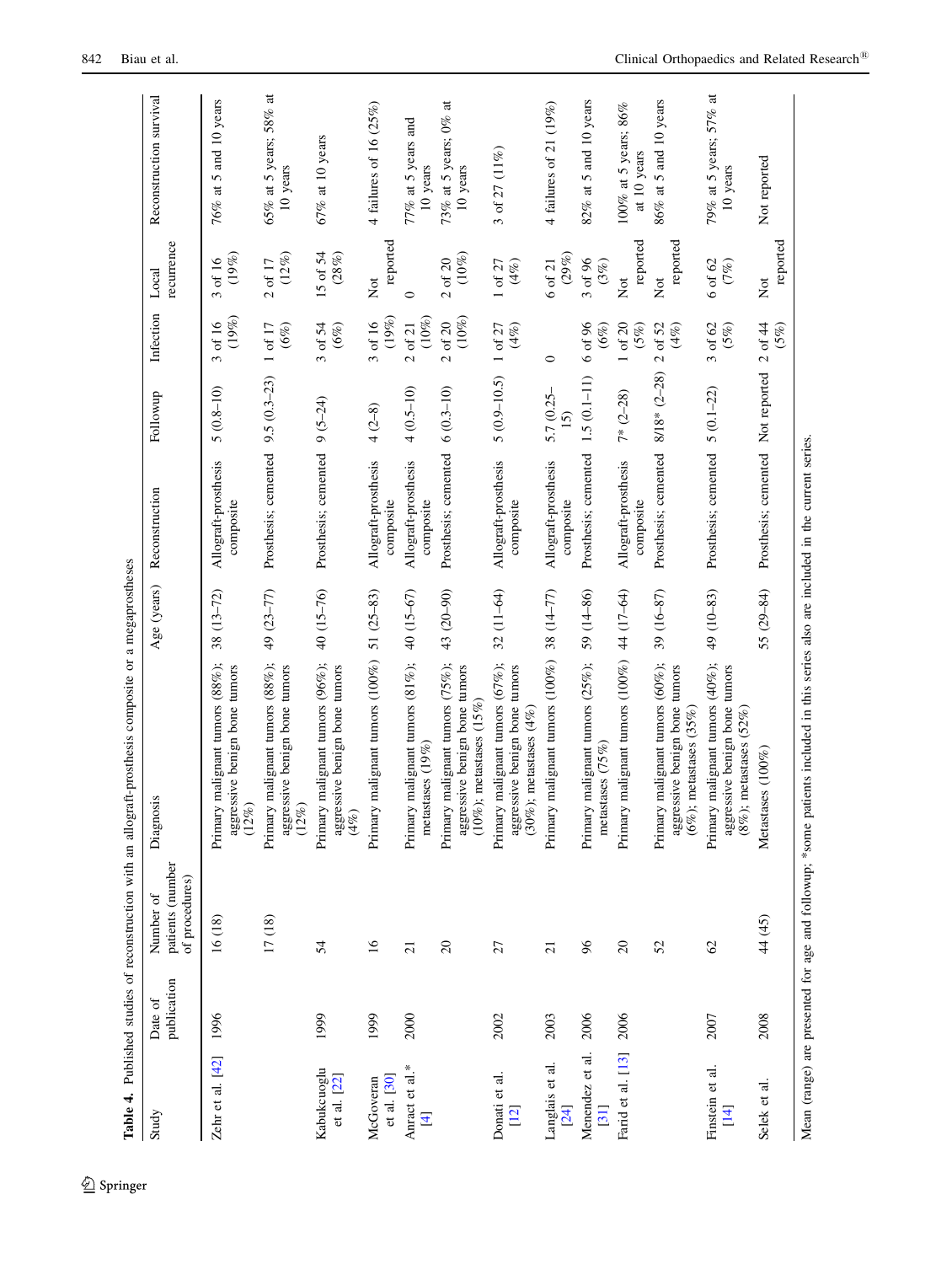**Table 4.** Published studies of reconstruction with an allograft-prosthesis composite or a megaprostheses

| Study | Date of publication | Number of patients (number of procedures) | Diagnosis | Age (years) | Reconstruction | Followup | Infection | Local recurrence | Reconstruction survival |
|---|---|---|---|---|---|---|---|---|---|
| Zehr et al. [42] | 1996 | 16 (18) | Primary malignant tumors (88%); aggressive benign bone tumors (12%) | 38 (13–72) | Allograft-prosthesis composite | 5 (0.8–10) | 3 of 16 (19%) | 3 of 16 (19%) | 76% at 5 and 10 years |
| | | 17 (18) | Primary malignant tumors (88%); aggressive benign bone tumors (12%) | 49 (23–77) | Prosthesis; cemented | 9.5 (0.3–23) | 1 of 17 (6%) | 2 of 17 (12%) | 65% at 5 years; 58% at 10 years |
| Kabukcuoglu et al. [22] | 1999 | 54 | Primary malignant tumors (96%); aggressive benign bone tumors (4%) | 40 (15–76) | Prosthesis; cemented | 9 (5–24) | 3 of 54 (6%) | 15 of 54 (28%) | 67% at 10 years |
| McGoveran et al. [30] | 1999 | 16 | Primary malignant tumors (100%) | 51 (25–83) | Allograft-prosthesis composite | 4 (2–8) | 3 of 16 (19%) | Not reported | 4 failures of 16 (25%) |
| Anract et al.* [4] | 2000 | 21 | Primary malignant tumors (81%); metastases (19%) | 40 (15–67) | Allograft-prosthesis composite | 4 (0.5–10) | 2 of 21 (10%) | 0 | 77% at 5 years and 10 years |
| | | 20 | Primary malignant tumors (75%); aggressive benign bone tumors (10%); metastases (15%) | 43 (20–90) | Prosthesis; cemented | 6 (0.3–10) | 2 of 20 (10%) | 2 of 20 (10%) | 73% at 5 years; 0% at 10 years |
| Donati et al. [12] | 2002 | 27 | Primary malignant tumors (67%); aggressive benign bone tumors (30%); metastases (4%) | 32 (11–64) | Allograft-prosthesis composite | 5 (0.9–10.5) | 1 of 27 (4%) | 1 of 27 (4%) | 3 of 27 (11%) |
| Langlais et al. [24] | 2003 | 21 | Primary malignant tumors (100%) | 38 (14–77) | Allograft-prosthesis composite | 5.7 (0.25–15) | 0 | 6 of 21 (29%) | 4 failures of 21 (19%) |
| Menendez et al. [31] | 2006 | 96 | Primary malignant tumors (25%); metastases (75%) | 59 (14–86) | Prosthesis; cemented | 1.5 (0.1–11) | 6 of 96 (6%) | 3 of 96 (3%) | 82% at 5 and 10 years |
| Farid et al. [13] | 2006 | 20 | Primary malignant tumors (100%) | 44 (17–64) | Allograft-prosthesis composite | 7* (2–28) | 1 of 20 (5%) | Not reported | 100% at 5 years; 86% at 10 years |
| | | 52 | Primary malignant tumors (60%); aggressive benign bone tumors (6%); metastases (35%) | 39 (16–87) | Prosthesis; cemented | 8/18* (2–28) | 2 of 52 (4%) | Not reported | 86% at 5 and 10 years |
| Finstein et al. [14] | 2007 | 62 | Primary malignant tumors (40%); aggressive benign bone tumors (8%); metastases (52%) | 49 (10–83) | Prosthesis; cemented | 5 (0.1–22) | 3 of 62 (5%) | 6 of 62 (7%) | 79% at 5 years; 57% at 10 years |
| Selek et al. | 2008 | 44 (45) | Metastases (100%) | 55 (29–84) | Prosthesis; cemented | Not reported | 2 of 44 (5%) | Not reported | Not reported |

Mean (range) are presented for age and followup; *some patients included in this series also are included in the current series.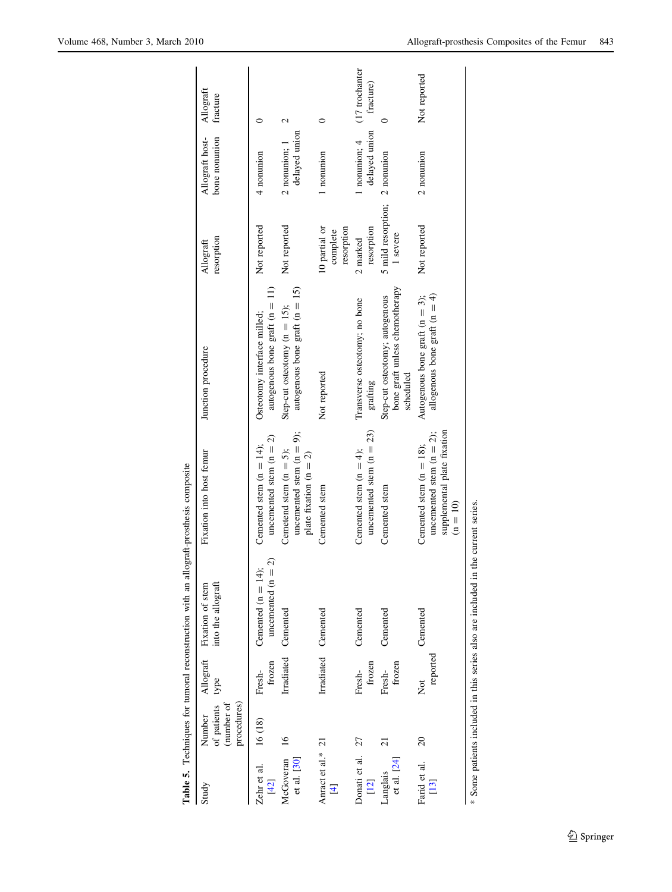**Table 5.** Techniques for tumoral reconstruction with an allograft-prosthesis composite

| Study | Number of patients (number of procedures) | Allograft type | Fixation of stem into the allograft | Fixation into host femur | Junction procedure | Allograft resorption | Allograft host-bone nonunion | Allograft fracture |
|---|---|---|---|---|---|---|---|---|
| Zehr et al. [42] | 16 (18) | Fresh-frozen | Cemented (n = 14); uncemented (n = 2) | Cemented stem (n = 14); uncemented stem (n = 2) | Osteotomy interface milled; autogenous bone graft (n = 11) | Not reported | 4 nonunion | 0 |
| McGoveran et al. [30] | 16 | Irradiated | Cemented | Cemetend stem (n = 5); uncemented stem (n = 9); plate fixation (n = 2) | Step-cut osteotomy (n = 15); autogenous bone graft (n = 15) | Not reported | 2 nonunion; 1 delayed union | 2 |
| Anract et al.* [4] | 21 | Irradiated | Cemented | Cemented stem | Not reported | 10 partial or complete resorption | 1 nonunion | 0 |
| Donati et al. [12] | 27 | Fresh-frozen | Cemented | Cemented stem (n = 4); uncemented stem (n = 23) | Transverse osteotomy; no bone grafting | 2 marked resorption | 1 nonunion; 4 delayed union | (17 trochanter fracture) |
| Langlais et al. [24] | 21 | Fresh-frozen | Cemented | Cemented stem | Step-cut osteotomy; autogenous bone graft unless chemotherapy scheduled | 5 mild resorption; 1 severe | 2 nonunion | 0 |
| Farid et al. [13] | 20 | Not reported | Cemented | Cemented stem (n = 18); uncemented stem (n = 2); supplemental plate fixation (n = 10) | Autogenous bone graft (n = 3); allogenous bone graft (n = 4) | Not reported | 2 nonunion | Not reported |

* Some patients included in this series also are included in the current series.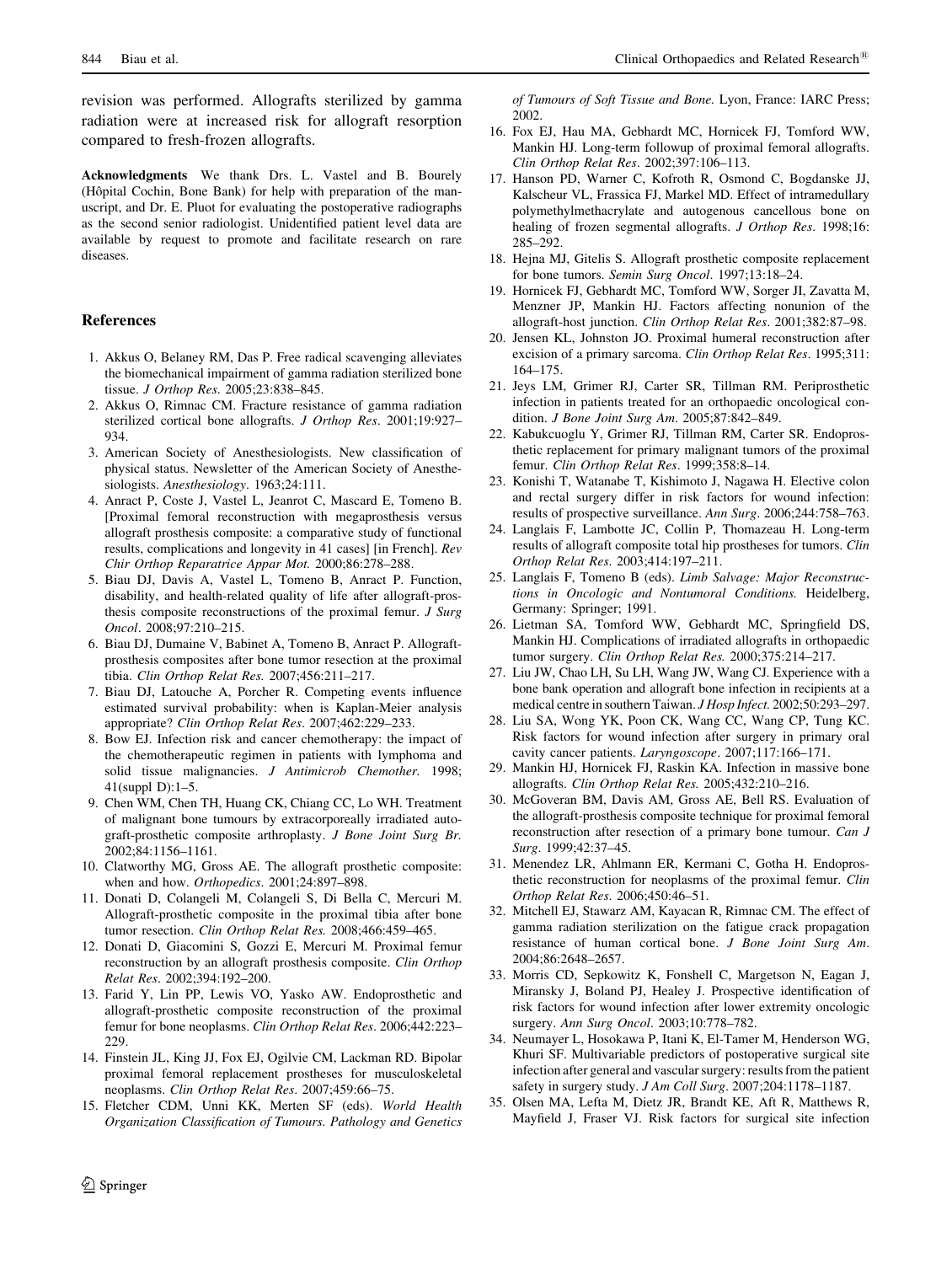revision was performed. Allografts sterilized by gamma radiation were at increased risk for allograft resorption compared to fresh-frozen allografts.

**Acknowledgments** We thank Drs. L. Vastel and B. Bourely (Hôpital Cochin, Bone Bank) for help with preparation of the manuscript, and Dr. E. Pluot for evaluating the postoperative radiographs as the second senior radiologist. Unidentified patient level data are available by request to promote and facilitate research on rare diseases.

## References

1. Akkus O, Belaney RM, Das P. Free radical scavenging alleviates the biomechanical impairment of gamma radiation sterilized bone tissue. *J Orthop Res.* 2005;23:838–845.
2. Akkus O, Rimnac CM. Fracture resistance of gamma radiation sterilized cortical bone allografts. *J Orthop Res*. 2001;19:927–934.
3. American Society of Anesthesiologists. New classification of physical status. Newsletter of the American Society of Anesthesiologists. *Anesthesiology*. 1963;24:111.
4. Anract P, Coste J, Vastel L, Jeanrot C, Mascard E, Tomeno B. [Proximal femoral reconstruction with megaprosthesis versus allograft prosthesis composite: a comparative study of functional results, complications and longevity in 41 cases] [in French]. *Rev Chir Orthop Reparatrice Appar Mot.* 2000;86:278–288.
5. Biau DJ, Davis A, Vastel L, Tomeno B, Anract P. Function, disability, and health-related quality of life after allograft-prosthesis composite reconstructions of the proximal femur. *J Surg Oncol*. 2008;97:210–215.
6. Biau DJ, Dumaine V, Babinet A, Tomeno B, Anract P. Allograft-prosthesis composites after bone tumor resection at the proximal tibia. *Clin Orthop Relat Res.* 2007;456:211–217.
7. Biau DJ, Latouche A, Porcher R. Competing events influence estimated survival probability: when is Kaplan-Meier analysis appropriate? *Clin Orthop Relat Res*. 2007;462:229–233.
8. Bow EJ. Infection risk and cancer chemotherapy: the impact of the chemotherapeutic regimen in patients with lymphoma and solid tissue malignancies. *J Antimicrob Chemother.* 1998; 41(suppl D):1–5.
9. Chen WM, Chen TH, Huang CK, Chiang CC, Lo WH. Treatment of malignant bone tumours by extracorporeally irradiated autograft-prosthetic composite arthroplasty. *J Bone Joint Surg Br.* 2002;84:1156–1161.
10. Clatworthy MG, Gross AE. The allograft prosthetic composite: when and how. *Orthopedics*. 2001;24:897–898.
11. Donati D, Colangeli M, Colangeli S, Di Bella C, Mercuri M. Allograft-prosthetic composite in the proximal tibia after bone tumor resection. *Clin Orthop Relat Res.* 2008;466:459–465.
12. Donati D, Giacomini S, Gozzi E, Mercuri M. Proximal femur reconstruction by an allograft prosthesis composite. *Clin Orthop Relat Res*. 2002;394:192–200.
13. Farid Y, Lin PP, Lewis VO, Yasko AW. Endoprosthetic and allograft-prosthetic composite reconstruction of the proximal femur for bone neoplasms. *Clin Orthop Relat Res*. 2006;442:223–229.
14. Finstein JL, King JJ, Fox EJ, Ogilvie CM, Lackman RD. Bipolar proximal femoral replacement prostheses for musculoskeletal neoplasms. *Clin Orthop Relat Res*. 2007;459:66–75.
15. Fletcher CDM, Unni KK, Merten SF (eds). *World Health Organization Classification of Tumours. Pathology and Genetics of Tumours of Soft Tissue and Bone.* Lyon, France: IARC Press; 2002.
16. Fox EJ, Hau MA, Gebhardt MC, Hornicek FJ, Tomford WW, Mankin HJ. Long-term followup of proximal femoral allografts. *Clin Orthop Relat Res*. 2002;397:106–113.
17. Hanson PD, Warner C, Kofroth R, Osmond C, Bogdanske JJ, Kalscheur VL, Frassica FJ, Markel MD. Effect of intramedullary polymethylmethacrylate and autogenous cancellous bone on healing of frozen segmental allografts. *J Orthop Res*. 1998;16: 285–292.
18. Hejna MJ, Gitelis S. Allograft prosthetic composite replacement for bone tumors. *Semin Surg Oncol*. 1997;13:18–24.
19. Hornicek FJ, Gebhardt MC, Tomford WW, Sorger JI, Zavatta M, Menzner JP, Mankin HJ. Factors affecting nonunion of the allograft-host junction. *Clin Orthop Relat Res*. 2001;382:87–98.
20. Jensen KL, Johnston JO. Proximal humeral reconstruction after excision of a primary sarcoma. *Clin Orthop Relat Res*. 1995;311: 164–175.
21. Jeys LM, Grimer RJ, Carter SR, Tillman RM. Periprosthetic infection in patients treated for an orthopaedic oncological condition. *J Bone Joint Surg Am*. 2005;87:842–849.
22. Kabukcuoglu Y, Grimer RJ, Tillman RM, Carter SR. Endoprosthetic replacement for primary malignant tumors of the proximal femur. *Clin Orthop Relat Res*. 1999;358:8–14.
23. Konishi T, Watanabe T, Kishimoto J, Nagawa H. Elective colon and rectal surgery differ in risk factors for wound infection: results of prospective surveillance. *Ann Surg*. 2006;244:758–763.
24. Langlais F, Lambotte JC, Collin P, Thomazeau H. Long-term results of allograft composite total hip prostheses for tumors. *Clin Orthop Relat Res*. 2003;414:197–211.
25. Langlais F, Tomeno B (eds). *Limb Salvage: Major Reconstructions in Oncologic and Nontumoral Conditions.* Heidelberg, Germany: Springer; 1991.
26. Lietman SA, Tomford WW, Gebhardt MC, Springfield DS, Mankin HJ. Complications of irradiated allografts in orthopaedic tumor surgery. *Clin Orthop Relat Res.* 2000;375:214–217.
27. Liu JW, Chao LH, Su LH, Wang JW, Wang CJ. Experience with a bone bank operation and allograft bone infection in recipients at a medical centre in southern Taiwan. *J Hosp Infect.* 2002;50:293–297.
28. Liu SA, Wong YK, Poon CK, Wang CC, Wang CP, Tung KC. Risk factors for wound infection after surgery in primary oral cavity cancer patients. *Laryngoscope*. 2007;117:166–171.
29. Mankin HJ, Hornicek FJ, Raskin KA. Infection in massive bone allografts. *Clin Orthop Relat Res.* 2005;432:210–216.
30. McGoveran BM, Davis AM, Gross AE, Bell RS. Evaluation of the allograft-prosthesis composite technique for proximal femoral reconstruction after resection of a primary bone tumour. *Can J Surg*. 1999;42:37–45.
31. Menendez LR, Ahlmann ER, Kermani C, Gotha H. Endoprosthetic reconstruction for neoplasms of the proximal femur. *Clin Orthop Relat Res*. 2006;450:46–51.
32. Mitchell EJ, Stawarz AM, Kayacan R, Rimnac CM. The effect of gamma radiation sterilization on the fatigue crack propagation resistance of human cortical bone. *J Bone Joint Surg Am*. 2004;86:2648–2657.
33. Morris CD, Sepkowitz K, Fonshell C, Margetson N, Eagan J, Miransky J, Boland PJ, Healey J. Prospective identification of risk factors for wound infection after lower extremity oncologic surgery. *Ann Surg Oncol*. 2003;10:778–782.
34. Neumayer L, Hosokawa P, Itani K, El-Tamer M, Henderson WG, Khuri SF. Multivariable predictors of postoperative surgical site infection after general and vascular surgery: results from the patient safety in surgery study. *J Am Coll Surg*. 2007;204:1178–1187.
35. Olsen MA, Lefta M, Dietz JR, Brandt KE, Aft R, Matthews R, Mayfield J, Fraser VJ. Risk factors for surgical site infection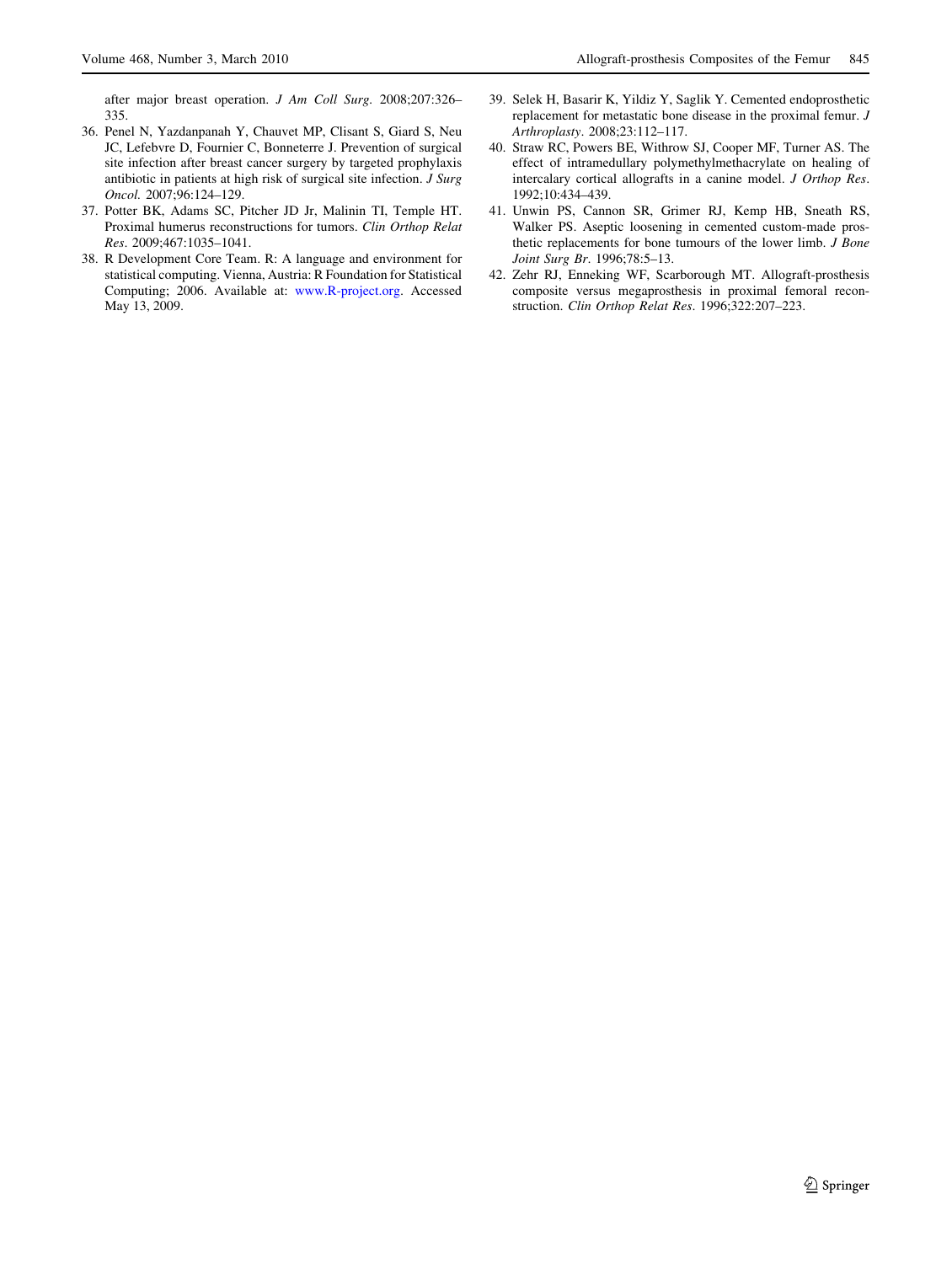after major breast operation. *J Am Coll Surg*. 2008;207:326–335.

36. Penel N, Yazdanpanah Y, Chauvet MP, Clisant S, Giard S, Neu JC, Lefebvre D, Fournier C, Bonneterre J. Prevention of surgical site infection after breast cancer surgery by targeted prophylaxis antibiotic in patients at high risk of surgical site infection. *J Surg Oncol*. 2007;96:124–129.
37. Potter BK, Adams SC, Pitcher JD Jr, Malinin TI, Temple HT. Proximal humerus reconstructions for tumors. *Clin Orthop Relat Res*. 2009;467:1035–1041.
38. R Development Core Team. R: A language and environment for statistical computing. Vienna, Austria: R Foundation for Statistical Computing; 2006. Available at: www.R-project.org. Accessed May 13, 2009.
39. Selek H, Basarir K, Yildiz Y, Saglik Y. Cemented endoprosthetic replacement for metastatic bone disease in the proximal femur. *J Arthroplasty*. 2008;23:112–117.
40. Straw RC, Powers BE, Withrow SJ, Cooper MF, Turner AS. The effect of intramedullary polymethylmethacrylate on healing of intercalary cortical allografts in a canine model. *J Orthop Res*. 1992;10:434–439.
41. Unwin PS, Cannon SR, Grimer RJ, Kemp HB, Sneath RS, Walker PS. Aseptic loosening in cemented custom-made prosthetic replacements for bone tumours of the lower limb. *J Bone Joint Surg Br*. 1996;78:5–13.
42. Zehr RJ, Enneking WF, Scarborough MT. Allograft-prosthesis composite versus megaprosthesis in proximal femoral reconstruction. *Clin Orthop Relat Res*. 1996;322:207–223.